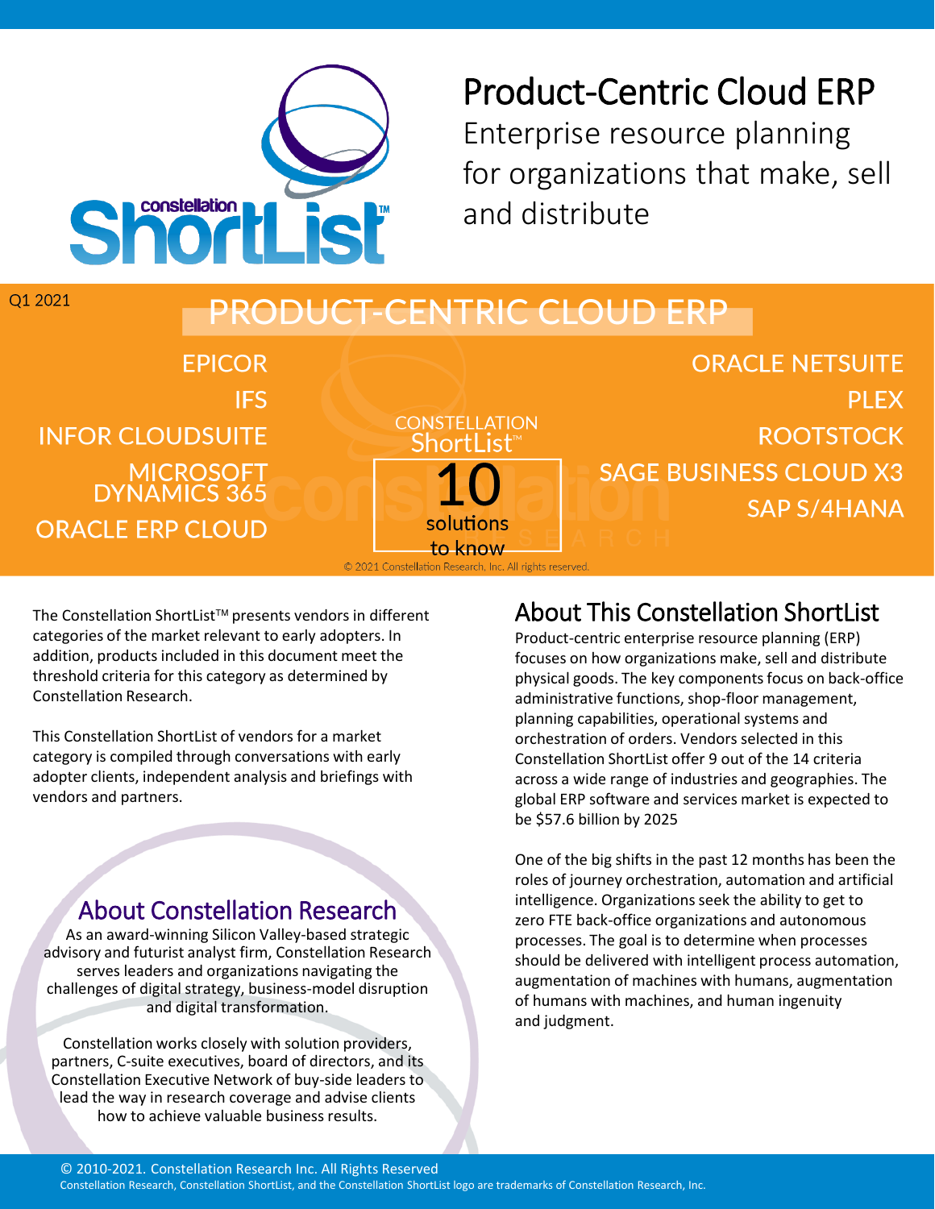# Product-Centric Cloud ERP

Enterprise resource planning for organizations that make, sell and distribute

Q1 2021

## PRODUCT-CENTRIC CLOUD ERP

CONSTELLATION ShortList™

**10** solutions to know

- EPICOR
- IFS
- INFOR CLOUDSUITE
- MICROSOFT DYNAMICS 365
- ORACLE ERP CLOUD
- ORACLE NETSUITE
- PLEX
- ROOTSTOCK
- SAGE BUSINESS CLOUD X3
- SAP S/4HANA

© 2021 Constellation Research, Inc. All rights reserved.

The Constellation ShortList™ presents vendors in different categories of the market relevant to early adopters. In addition, products included in this document meet the threshold criteria for this category as determined by Constellation Research.

This Constellation ShortList of vendors for a market category is compiled through conversations with early adopter clients, independent analysis and briefings with vendors and partners.

## About Constellation Research

As an award-winning Silicon Valley-based strategic advisory and futurist analyst firm, Constellation Research serves leaders and organizations navigating the challenges of digital strategy, business-model disruption and digital transformation.

Constellation works closely with solution providers, partners, C-suite executives, board of directors, and its Constellation Executive Network of buy-side leaders to lead the way in research coverage and advise clients how to achieve valuable business results.

## About This Constellation ShortList

Product-centric enterprise resource planning (ERP) focuses on how organizations make, sell and distribute physical goods. The key components focus on back-office administrative functions, shop-floor management, planning capabilities, operational systems and orchestration of orders. Vendors selected in this Constellation ShortList offer 9 out of the 14 criteria across a wide range of industries and geographies. The global ERP software and services market is expected to be $57.6 billion by 2025

One of the big shifts in the past 12 months has been the roles of journey orchestration, automation and artificial intelligence. Organizations seek the ability to get to zero FTE back-office organizations and autonomous processes. The goal is to determine when processes should be delivered with intelligent process automation, augmentation of machines with humans, augmentation of humans with machines, and human ingenuity and judgment.

© 2010-2021. Constellation Research Inc. All Rights Reserved
Constellation Research, Constellation ShortList, and the Constellation ShortList logo are trademarks of Constellation Research, Inc.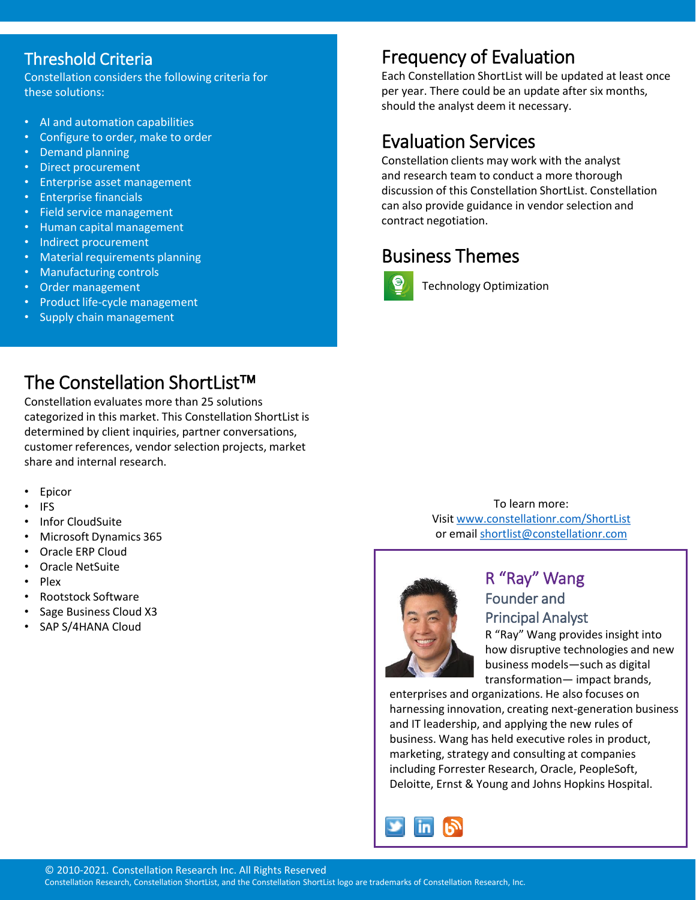## Threshold Criteria

Constellation considers the following criteria for these solutions:

- AI and automation capabilities
- Configure to order, make to order
- Demand planning
- Direct procurement
- Enterprise asset management
- Enterprise financials
- Field service management
- Human capital management
- Indirect procurement
- Material requirements planning
- Manufacturing controls
- Order management
- Product life-cycle management
- Supply chain management

## The Constellation ShortList™

Constellation evaluates more than 25 solutions categorized in this market. This Constellation ShortList is determined by client inquiries, partner conversations, customer references, vendor selection projects, market share and internal research.

- Epicor
- IFS
- Infor CloudSuite
- Microsoft Dynamics 365
- Oracle ERP Cloud
- Oracle NetSuite
- Plex
- Rootstock Software
- Sage Business Cloud X3
- SAP S/4HANA Cloud

## Frequency of Evaluation

Each Constellation ShortList will be updated at least once per year. There could be an update after six months, should the analyst deem it necessary.

## Evaluation Services

Constellation clients may work with the analyst and research team to conduct a more thorough discussion of this Constellation ShortList. Constellation can also provide guidance in vendor selection and contract negotiation.

## Business Themes

Technology Optimization

To learn more:
Visit www.constellationr.com/ShortList
or email shortlist@constellationr.com

### R "Ray" Wang

Founder and Principal Analyst

R "Ray" Wang provides insight into how disruptive technologies and new business models—such as digital transformation— impact brands, enterprises and organizations. He also focuses on harnessing innovation, creating next-generation business and IT leadership, and applying the new rules of business. Wang has held executive roles in product, marketing, strategy and consulting at companies including Forrester Research, Oracle, PeopleSoft, Deloitte, Ernst & Young and Johns Hopkins Hospital.

© 2010-2021. Constellation Research Inc. All Rights Reserved
Constellation Research, Constellation ShortList, and the Constellation ShortList logo are trademarks of Constellation Research, Inc.